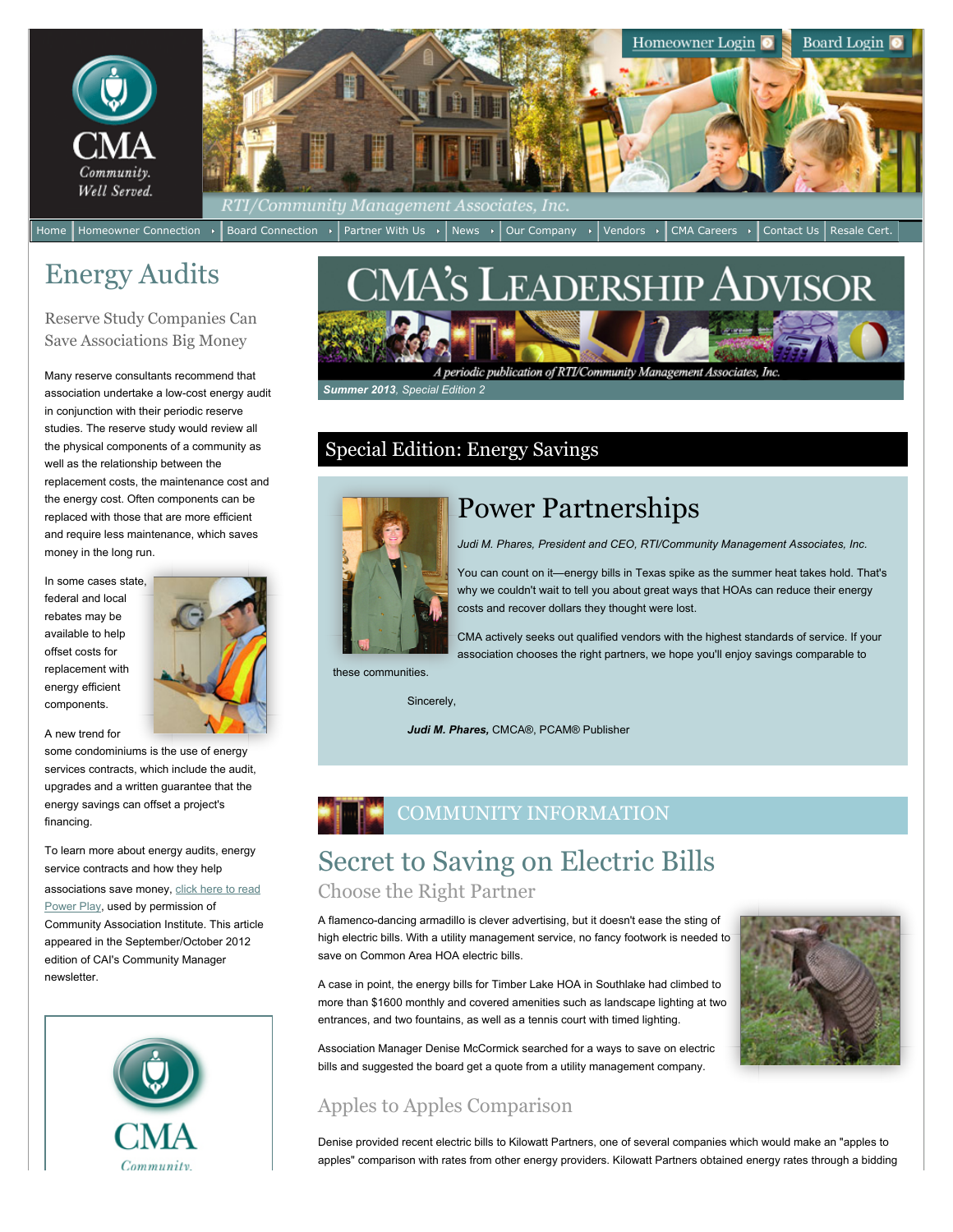Homeowner Login | Board Login

RTI/Community Management Associates, Inc.

Home | Homeowner Connection | Board Connection | Partner With Us | News | Our Company | Vendors | CMA Careers | Contact Us | Resale Cert.

# CMA's Leadership Advisor

*A periodic publication of RTI/Community Management Associates, Inc.*

***Summer 2013**, Special Edition 2*

## Special Edition: Energy Savings

### Power Partnerships

*Judi M. Phares, President and CEO, RTI/Community Management Associates, Inc.*

You can count on it—energy bills in Texas spike as the summer heat takes hold. That's why we couldn't wait to tell you about great ways that HOAs can reduce their energy costs and recover dollars they thought were lost.

CMA actively seeks out qualified vendors with the highest standards of service. If your association chooses the right partners, we hope you'll enjoy savings comparable to these communities.

Sincerely,

***Judi M. Phares,*** CMCA®, PCAM® Publisher

## COMMUNITY INFORMATION

### Secret to Saving on Electric Bills

#### Choose the Right Partner

A flamenco-dancing armadillo is clever advertising, but it doesn't ease the sting of high electric bills. With a utility management service, no fancy footwork is needed to save on Common Area HOA electric bills.

A case in point, the energy bills for Timber Lake HOA in Southlake had climbed to more than $1600 monthly and covered amenities such as landscape lighting at two entrances, and two fountains, as well as a tennis court with timed lighting.

Association Manager Denise McCormick searched for a ways to save on electric bills and suggested the board get a quote from a utility management company.

#### Apples to Apples Comparison

Denise provided recent electric bills to Kilowatt Partners, one of several companies which would make an "apples to apples" comparison with rates from other energy providers. Kilowatt Partners obtained energy rates through a bidding

# Energy Audits

## Reserve Study Companies Can Save Associations Big Money

Many reserve consultants recommend that association undertake a low-cost energy audit in conjunction with their periodic reserve studies. The reserve study would review all the physical components of a community as well as the relationship between the replacement costs, the maintenance cost and the energy cost. Often components can be replaced with those that are more efficient and require less maintenance, which saves money in the long run.

In some cases state, federal and local rebates may be available to help offset costs for replacement with energy efficient components.

A new trend for some condominiums is the use of energy services contracts, which include the audit, upgrades and a written guarantee that the energy savings can offset a project's financing.

To learn more about energy audits, energy service contracts and how they help associations save money, click here to read Power Play, used by permission of Community Association Institute. This article appeared in the September/October 2012 edition of CAI's Community Manager newsletter.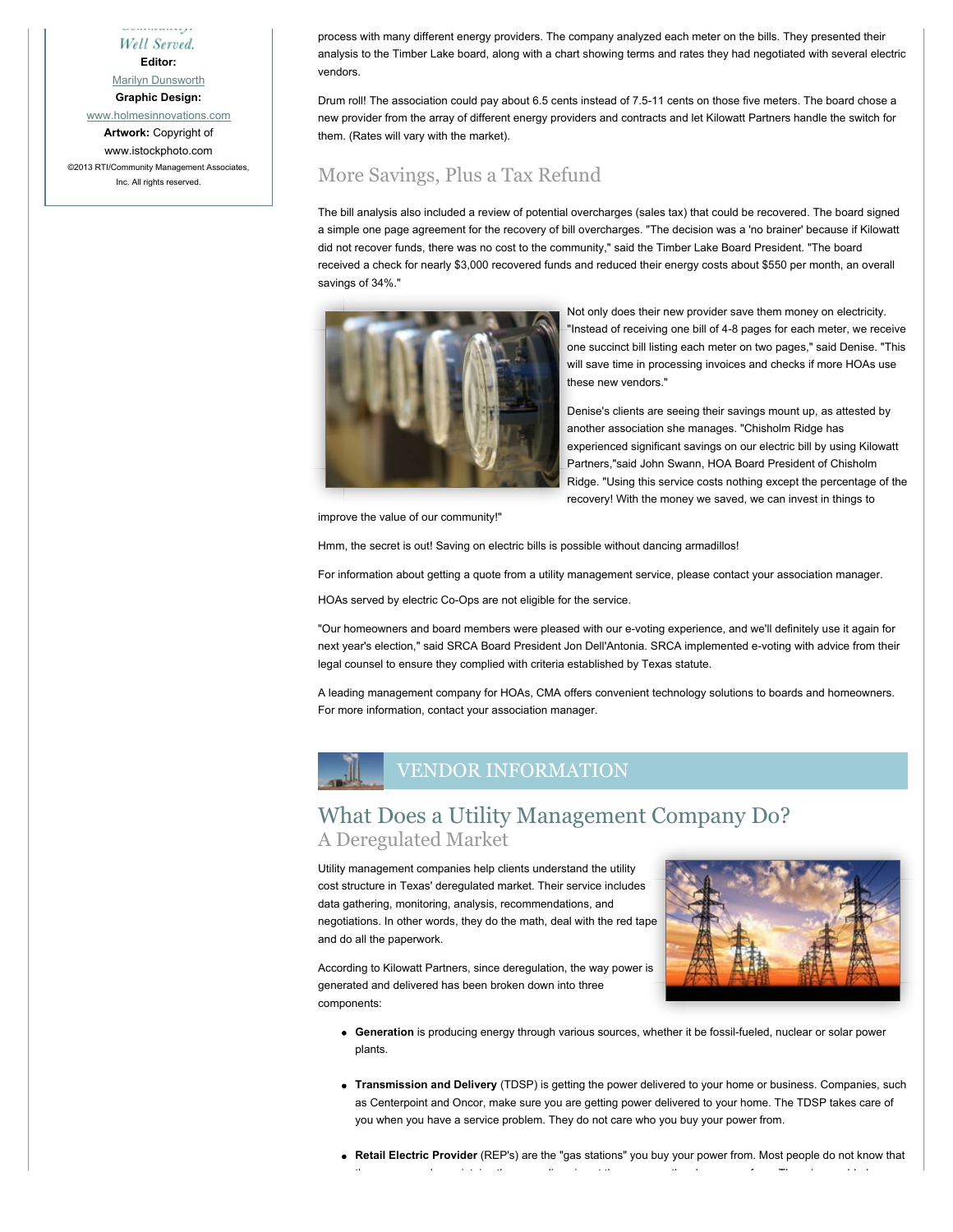*Well Served.*

**Editor:**

Marilyn Dunsworth

**Graphic Design:**

www.holmesinnovations.com

**Artwork:** Copyright of www.istockphoto.com

©2013 RTI/Community Management Associates, Inc. All rights reserved.

process with many different energy providers. The company analyzed each meter on the bills. They presented their analysis to the Timber Lake board, along with a chart showing terms and rates they had negotiated with several electric vendors.

Drum roll! The association could pay about 6.5 cents instead of 7.5-11 cents on those five meters. The board chose a new provider from the array of different energy providers and contracts and let Kilowatt Partners handle the switch for them. (Rates will vary with the market).

## More Savings, Plus a Tax Refund

The bill analysis also included a review of potential overcharges (sales tax) that could be recovered. The board signed a simple one page agreement for the recovery of bill overcharges. "The decision was a 'no brainer' because if Kilowatt did not recover funds, there was no cost to the community," said the Timber Lake Board President. "The board received a check for nearly $3,000 recovered funds and reduced their energy costs about $550 per month, an overall savings of 34%."

Not only does their new provider save them money on electricity. "Instead of receiving one bill of 4-8 pages for each meter, we receive one succinct bill listing each meter on two pages," said Denise. "This will save time in processing invoices and checks if more HOAs use these new vendors."

Denise's clients are seeing their savings mount up, as attested by another association she manages. "Chisholm Ridge has experienced significant savings on our electric bill by using Kilowatt Partners,"said John Swann, HOA Board President of Chisholm Ridge. "Using this service costs nothing except the percentage of the recovery! With the money we saved, we can invest in things to improve the value of our community!"

Hmm, the secret is out! Saving on electric bills is possible without dancing armadillos!

For information about getting a quote from a utility management service, please contact your association manager.

HOAs served by electric Co-Ops are not eligible for the service.

"Our homeowners and board members were pleased with our e-voting experience, and we'll definitely use it again for next year's election," said SRCA Board President Jon Dell'Antonia. SRCA implemented e-voting with advice from their legal counsel to ensure they complied with criteria established by Texas statute.

A leading management company for HOAs, CMA offers convenient technology solutions to boards and homeowners. For more information, contact your association manager.

# VENDOR INFORMATION

## What Does a Utility Management Company Do?

### A Deregulated Market

Utility management companies help clients understand the utility cost structure in Texas' deregulated market. Their service includes data gathering, monitoring, analysis, recommendations, and negotiations. In other words, they do the math, deal with the red tape and do all the paperwork.

According to Kilowatt Partners, since deregulation, the way power is generated and delivered has been broken down into three components:

- **Generation** is producing energy through various sources, whether it be fossil-fueled, nuclear or solar power plants.
- **Transmission and Delivery** (TDSP) is getting the power delivered to your home or business. Companies, such as Centerpoint and Oncor, make sure you are getting power delivered to your home. The TDSP takes care of you when you have a service problem. They do not care who you buy your power from.
- **Retail Electric Provider** (REP's) are the "gas stations" you buy your power from. Most people do not know that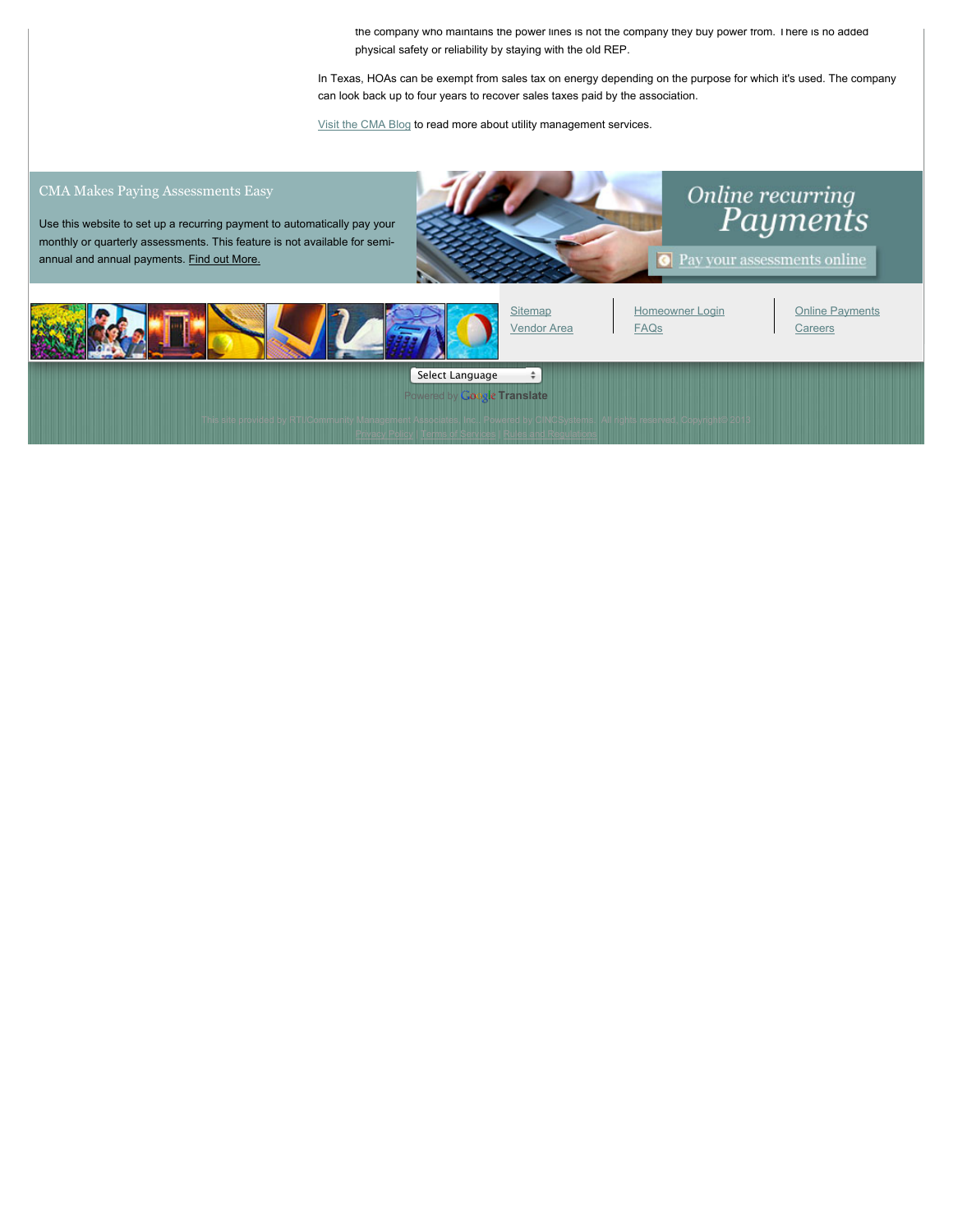the company who maintains the power lines is not the company they buy power from. There is no added physical safety or reliability by staying with the old REP.

In Texas, HOAs can be exempt from sales tax on energy depending on the purpose for which it's used. The company can look back up to four years to recover sales taxes paid by the association.

Visit the CMA Blog to read more about utility management services.

## CMA Makes Paying Assessments Easy

Use this website to set up a recurring payment to automatically pay your monthly or quarterly assessments. This feature is not available for semi-annual and annual payments. Find out More.

*Online recurring Payments*

Pay your assessments online

Sitemap
Vendor Area

Homeowner Login
FAQs

Online Payments
Careers

Select Language

Powered by Google Translate

This site provided by RTI/Community Management Associates, Inc.. Powered by CINCSystems. All rights reserved. Copyright 2015

Privacy Policy | Terms of Services | Rules and Regulations